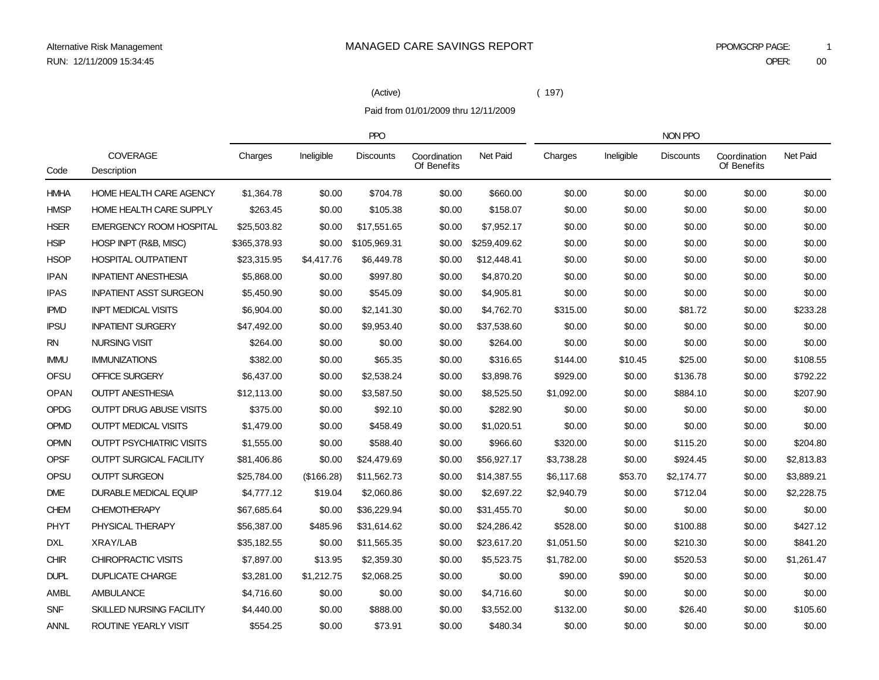Alternative Risk Management

RUN: 12/11/2009 15:34:45

# MANAGED CARE SAVINGS REPORT

PPOMGCRP PAGE: 1

OPER: 00

(Active) ( 197)

Paid from 01/01/2009 thru 12/11/2009

| | | PPO | | | | | NON PPO | | | | |
|---|---|---|---|---|---|---|---|---|---|---|---|
| Code | COVERAGE Description | Charges | Ineligible | Discounts | Coordination Of Benefits | Net Paid | Charges | Ineligible | Discounts | Coordination Of Benefits | Net Paid |
| HMHA | HOME HEALTH CARE AGENCY | $1,364.78 | $0.00 | $704.78 | $0.00 | $660.00 | $0.00 | $0.00 | $0.00 | $0.00 | $0.00 |
| HMSP | HOME HEALTH CARE SUPPLY | $263.45 | $0.00 | $105.38 | $0.00 | $158.07 | $0.00 | $0.00 | $0.00 | $0.00 | $0.00 |
| HSER | EMERGENCY ROOM HOSPITAL | $25,503.82 | $0.00 | $17,551.65 | $0.00 | $7,952.17 | $0.00 | $0.00 | $0.00 | $0.00 | $0.00 |
| HSIP | HOSP INPT (R&B, MISC) | $365,378.93 | $0.00 | $105,969.31 | $0.00 | $259,409.62 | $0.00 | $0.00 | $0.00 | $0.00 | $0.00 |
| HSOP | HOSPITAL OUTPATIENT | $23,315.95 | $4,417.76 | $6,449.78 | $0.00 | $12,448.41 | $0.00 | $0.00 | $0.00 | $0.00 | $0.00 |
| IPAN | INPATIENT ANESTHESIA | $5,868.00 | $0.00 | $997.80 | $0.00 | $4,870.20 | $0.00 | $0.00 | $0.00 | $0.00 | $0.00 |
| IPAS | INPATIENT ASST SURGEON | $5,450.90 | $0.00 | $545.09 | $0.00 | $4,905.81 | $0.00 | $0.00 | $0.00 | $0.00 | $0.00 |
| IPMD | INPT MEDICAL VISITS | $6,904.00 | $0.00 | $2,141.30 | $0.00 | $4,762.70 | $315.00 | $0.00 | $81.72 | $0.00 | $233.28 |
| IPSU | INPATIENT SURGERY | $47,492.00 | $0.00 | $9,953.40 | $0.00 | $37,538.60 | $0.00 | $0.00 | $0.00 | $0.00 | $0.00 |
| RN | NURSING VISIT | $264.00 | $0.00 | $0.00 | $0.00 | $264.00 | $0.00 | $0.00 | $0.00 | $0.00 | $0.00 |
| IMMU | IMMUNIZATIONS | $382.00 | $0.00 | $65.35 | $0.00 | $316.65 | $144.00 | $10.45 | $25.00 | $0.00 | $108.55 |
| OFSU | OFFICE SURGERY | $6,437.00 | $0.00 | $2,538.24 | $0.00 | $3,898.76 | $929.00 | $0.00 | $136.78 | $0.00 | $792.22 |
| OPAN | OUTPT ANESTHESIA | $12,113.00 | $0.00 | $3,587.50 | $0.00 | $8,525.50 | $1,092.00 | $0.00 | $884.10 | $0.00 | $207.90 |
| OPDG | OUTPT DRUG ABUSE VISITS | $375.00 | $0.00 | $92.10 | $0.00 | $282.90 | $0.00 | $0.00 | $0.00 | $0.00 | $0.00 |
| OPMD | OUTPT MEDICAL VISITS | $1,479.00 | $0.00 | $458.49 | $0.00 | $1,020.51 | $0.00 | $0.00 | $0.00 | $0.00 | $0.00 |
| OPMN | OUTPT PSYCHIATRIC VISITS | $1,555.00 | $0.00 | $588.40 | $0.00 | $966.60 | $320.00 | $0.00 | $115.20 | $0.00 | $204.80 |
| OPSF | OUTPT SURGICAL FACILITY | $81,406.86 | $0.00 | $24,479.69 | $0.00 | $56,927.17 | $3,738.28 | $0.00 | $924.45 | $0.00 | $2,813.83 |
| OPSU | OUTPT SURGEON | $25,784.00 | ($166.28) | $11,562.73 | $0.00 | $14,387.55 | $6,117.68 | $53.70 | $2,174.77 | $0.00 | $3,889.21 |
| DME | DURABLE MEDICAL EQUIP | $4,777.12 | $19.04 | $2,060.86 | $0.00 | $2,697.22 | $2,940.79 | $0.00 | $712.04 | $0.00 | $2,228.75 |
| CHEM | CHEMOTHERAPY | $67,685.64 | $0.00 | $36,229.94 | $0.00 | $31,455.70 | $0.00 | $0.00 | $0.00 | $0.00 | $0.00 |
| PHYT | PHYSICAL THERAPY | $56,387.00 | $485.96 | $31,614.62 | $0.00 | $24,286.42 | $528.00 | $0.00 | $100.88 | $0.00 | $427.12 |
| DXL | XRAY/LAB | $35,182.55 | $0.00 | $11,565.35 | $0.00 | $23,617.20 | $1,051.50 | $0.00 | $210.30 | $0.00 | $841.20 |
| CHIR | CHIROPRACTIC VISITS | $7,897.00 | $13.95 | $2,359.30 | $0.00 | $5,523.75 | $1,782.00 | $0.00 | $520.53 | $0.00 | $1,261.47 |
| DUPL | DUPLICATE CHARGE | $3,281.00 | $1,212.75 | $2,068.25 | $0.00 | $0.00 | $90.00 | $90.00 | $0.00 | $0.00 | $0.00 |
| AMBL | AMBULANCE | $4,716.60 | $0.00 | $0.00 | $0.00 | $4,716.60 | $0.00 | $0.00 | $0.00 | $0.00 | $0.00 |
| SNF | SKILLED NURSING FACILITY | $4,440.00 | $0.00 | $888.00 | $0.00 | $3,552.00 | $132.00 | $0.00 | $26.40 | $0.00 | $105.60 |
| ANNL | ROUTINE YEARLY VISIT | $554.25 | $0.00 | $73.91 | $0.00 | $480.34 | $0.00 | $0.00 | $0.00 | $0.00 | $0.00 |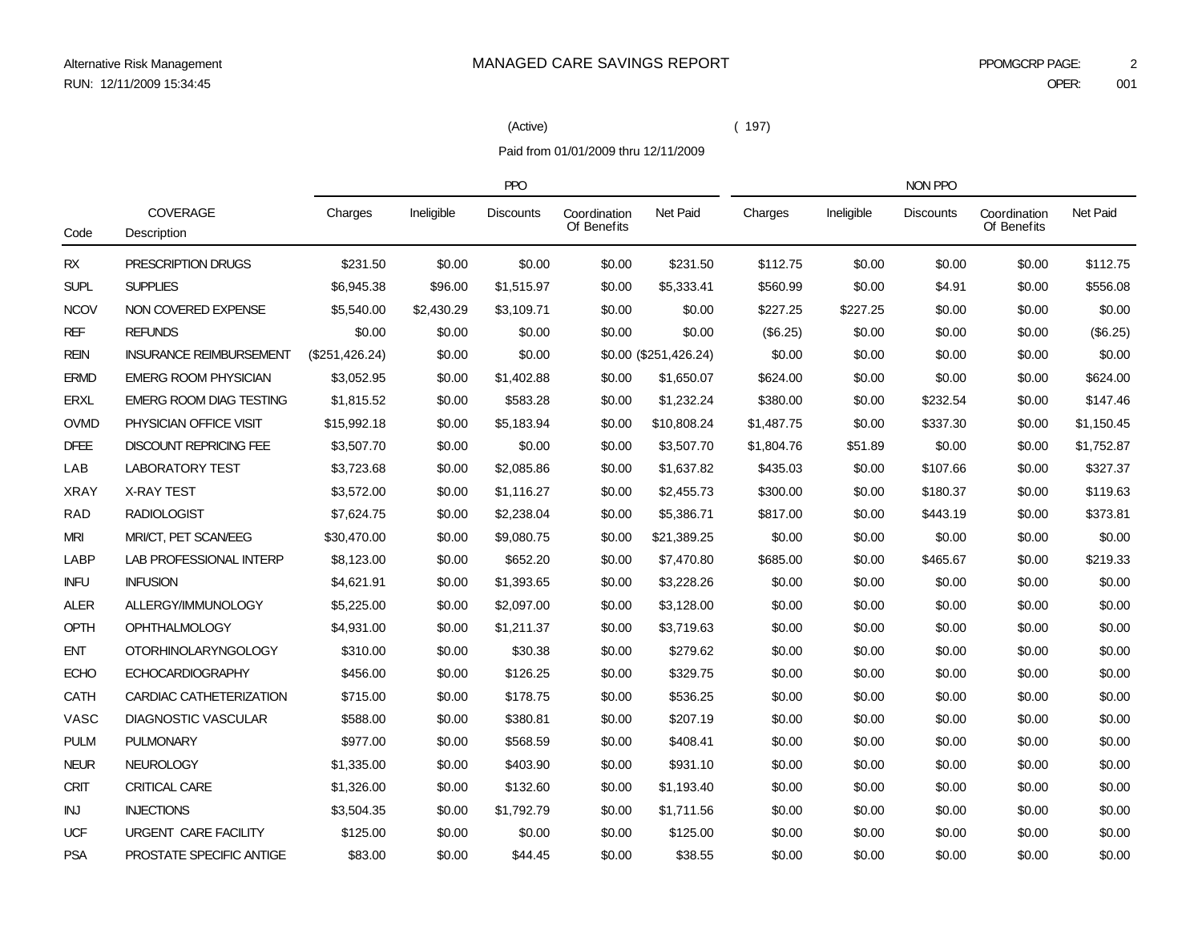Alternative Risk Management

RUN: 12/11/2009 15:34:45

# MANAGED CARE SAVINGS REPORT

PPOMGCRP PAGE: 2

OPER: 001

(Active) ( 197)

Paid from 01/01/2009 thru 12/11/2009

| | | PPO | | | | | NON PPO | | | | |
|---|---|---|---|---|---|---|---|---|---|---|---|
| Code | COVERAGE Description | Charges | Ineligible | Discounts | Coordination Of Benefits | Net Paid | Charges | Ineligible | Discounts | Coordination Of Benefits | Net Paid |
| RX | PRESCRIPTION DRUGS | $231.50 | $0.00 | $0.00 | $0.00 | $231.50 | $112.75 | $0.00 | $0.00 | $0.00 | $112.75 |
| SUPL | SUPPLIES | $6,945.38 | $96.00 | $1,515.97 | $0.00 | $5,333.41 | $560.99 | $0.00 | $4.91 | $0.00 | $556.08 |
| NCOV | NON COVERED EXPENSE | $5,540.00 | $2,430.29 | $3,109.71 | $0.00 | $0.00 | $227.25 | $227.25 | $0.00 | $0.00 | $0.00 |
| REF | REFUNDS | $0.00 | $0.00 | $0.00 | $0.00 | $0.00 | ($6.25) | $0.00 | $0.00 | $0.00 | ($6.25) |
| REIN | INSURANCE REIMBURSEMENT | ($251,426.24) | $0.00 | $0.00 | $0.00 | ($251,426.24) | $0.00 | $0.00 | $0.00 | $0.00 | $0.00 |
| ERMD | EMERG ROOM PHYSICIAN | $3,052.95 | $0.00 | $1,402.88 | $0.00 | $1,650.07 | $624.00 | $0.00 | $0.00 | $0.00 | $624.00 |
| ERXL | EMERG ROOM DIAG TESTING | $1,815.52 | $0.00 | $583.28 | $0.00 | $1,232.24 | $380.00 | $0.00 | $232.54 | $0.00 | $147.46 |
| OVMD | PHYSICIAN OFFICE VISIT | $15,992.18 | $0.00 | $5,183.94 | $0.00 | $10,808.24 | $1,487.75 | $0.00 | $337.30 | $0.00 | $1,150.45 |
| DFEE | DISCOUNT REPRICING FEE | $3,507.70 | $0.00 | $0.00 | $0.00 | $3,507.70 | $1,804.76 | $51.89 | $0.00 | $0.00 | $1,752.87 |
| LAB | LABORATORY TEST | $3,723.68 | $0.00 | $2,085.86 | $0.00 | $1,637.82 | $435.03 | $0.00 | $107.66 | $0.00 | $327.37 |
| XRAY | X-RAY TEST | $3,572.00 | $0.00 | $1,116.27 | $0.00 | $2,455.73 | $300.00 | $0.00 | $180.37 | $0.00 | $119.63 |
| RAD | RADIOLOGIST | $7,624.75 | $0.00 | $2,238.04 | $0.00 | $5,386.71 | $817.00 | $0.00 | $443.19 | $0.00 | $373.81 |
| MRI | MRI/CT, PET SCAN/EEG | $30,470.00 | $0.00 | $9,080.75 | $0.00 | $21,389.25 | $0.00 | $0.00 | $0.00 | $0.00 | $0.00 |
| LABP | LAB PROFESSIONAL INTERP | $8,123.00 | $0.00 | $652.20 | $0.00 | $7,470.80 | $685.00 | $0.00 | $465.67 | $0.00 | $219.33 |
| INFU | INFUSION | $4,621.91 | $0.00 | $1,393.65 | $0.00 | $3,228.26 | $0.00 | $0.00 | $0.00 | $0.00 | $0.00 |
| ALER | ALLERGY/IMMUNOLOGY | $5,225.00 | $0.00 | $2,097.00 | $0.00 | $3,128.00 | $0.00 | $0.00 | $0.00 | $0.00 | $0.00 |
| OPTH | OPHTHALMOLOGY | $4,931.00 | $0.00 | $1,211.37 | $0.00 | $3,719.63 | $0.00 | $0.00 | $0.00 | $0.00 | $0.00 |
| ENT | OTORHINOLARYNGOLOGY | $310.00 | $0.00 | $30.38 | $0.00 | $279.62 | $0.00 | $0.00 | $0.00 | $0.00 | $0.00 |
| ECHO | ECHOCARDIOGRAPHY | $456.00 | $0.00 | $126.25 | $0.00 | $329.75 | $0.00 | $0.00 | $0.00 | $0.00 | $0.00 |
| CATH | CARDIAC CATHETERIZATION | $715.00 | $0.00 | $178.75 | $0.00 | $536.25 | $0.00 | $0.00 | $0.00 | $0.00 | $0.00 |
| VASC | DIAGNOSTIC VASCULAR | $588.00 | $0.00 | $380.81 | $0.00 | $207.19 | $0.00 | $0.00 | $0.00 | $0.00 | $0.00 |
| PULM | PULMONARY | $977.00 | $0.00 | $568.59 | $0.00 | $408.41 | $0.00 | $0.00 | $0.00 | $0.00 | $0.00 |
| NEUR | NEUROLOGY | $1,335.00 | $0.00 | $403.90 | $0.00 | $931.10 | $0.00 | $0.00 | $0.00 | $0.00 | $0.00 |
| CRIT | CRITICAL CARE | $1,326.00 | $0.00 | $132.60 | $0.00 | $1,193.40 | $0.00 | $0.00 | $0.00 | $0.00 | $0.00 |
| INJ | INJECTIONS | $3,504.35 | $0.00 | $1,792.79 | $0.00 | $1,711.56 | $0.00 | $0.00 | $0.00 | $0.00 | $0.00 |
| UCF | URGENT CARE FACILITY | $125.00 | $0.00 | $0.00 | $0.00 | $125.00 | $0.00 | $0.00 | $0.00 | $0.00 | $0.00 |
| PSA | PROSTATE SPECIFIC ANTIGE | $83.00 | $0.00 | $44.45 | $0.00 | $38.55 | $0.00 | $0.00 | $0.00 | $0.00 | $0.00 |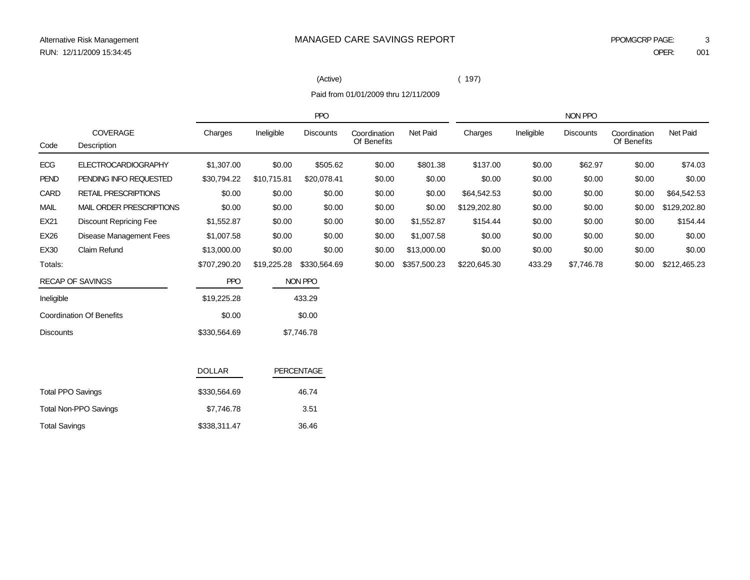Alternative Risk Management
RUN: 12/11/2009 15:34:45

# MANAGED CARE SAVINGS REPORT

PPOMGCRP PAGE: 3
OPER: 001

(Active) ( 197)

Paid from 01/01/2009 thru 12/11/2009

| COVERAGE | | PPO | | | | | NON PPO | | | | |
|---|---|---|---|---|---|---|---|---|---|---|---|
| Code | Description | Charges | Ineligible | Discounts | Coordination Of Benefits | Net Paid | Charges | Ineligible | Discounts | Coordination Of Benefits | Net Paid |
| ECG | ELECTROCARDIOGRAPHY | $1,307.00 | $0.00 | $505.62 | $0.00 | $801.38 | $137.00 | $0.00 | $62.97 | $0.00 | $74.03 |
| PEND | PENDING INFO REQUESTED | $30,794.22 | $10,715.81 | $20,078.41 | $0.00 | $0.00 | $0.00 | $0.00 | $0.00 | $0.00 | $0.00 |
| CARD | RETAIL PRESCRIPTIONS | $0.00 | $0.00 | $0.00 | $0.00 | $0.00 | $64,542.53 | $0.00 | $0.00 | $0.00 | $64,542.53 |
| MAIL | MAIL ORDER PRESCRIPTIONS | $0.00 | $0.00 | $0.00 | $0.00 | $0.00 | $129,202.80 | $0.00 | $0.00 | $0.00 | $129,202.80 |
| EX21 | Discount Repricing Fee | $1,552.87 | $0.00 | $0.00 | $0.00 | $1,552.87 | $154.44 | $0.00 | $0.00 | $0.00 | $154.44 |
| EX26 | Disease Management Fees | $1,007.58 | $0.00 | $0.00 | $0.00 | $1,007.58 | $0.00 | $0.00 | $0.00 | $0.00 | $0.00 |
| EX30 | Claim Refund | $13,000.00 | $0.00 | $0.00 | $0.00 | $13,000.00 | $0.00 | $0.00 | $0.00 | $0.00 | $0.00 |
| Totals: | | $707,290.20 | $19,225.28 | $330,564.69 | $0.00 | $357,500.23 | $220,645.30 | 433.29 | $7,746.78 | $0.00 | $212,465.23 |

| RECAP OF SAVINGS | PPO | NON PPO |
|---|---|---|
| Ineligible | $19,225.28 | 433.29 |
| Coordination Of Benefits | $0.00 | $0.00 |
| Discounts | $330,564.69 | $7,746.78 |

| | DOLLAR | PERCENTAGE |
|---|---|---|
| Total PPO Savings | $330,564.69 | 46.74 |
| Total Non-PPO Savings | $7,746.78 | 3.51 |
| Total Savings | $338,311.47 | 36.46 |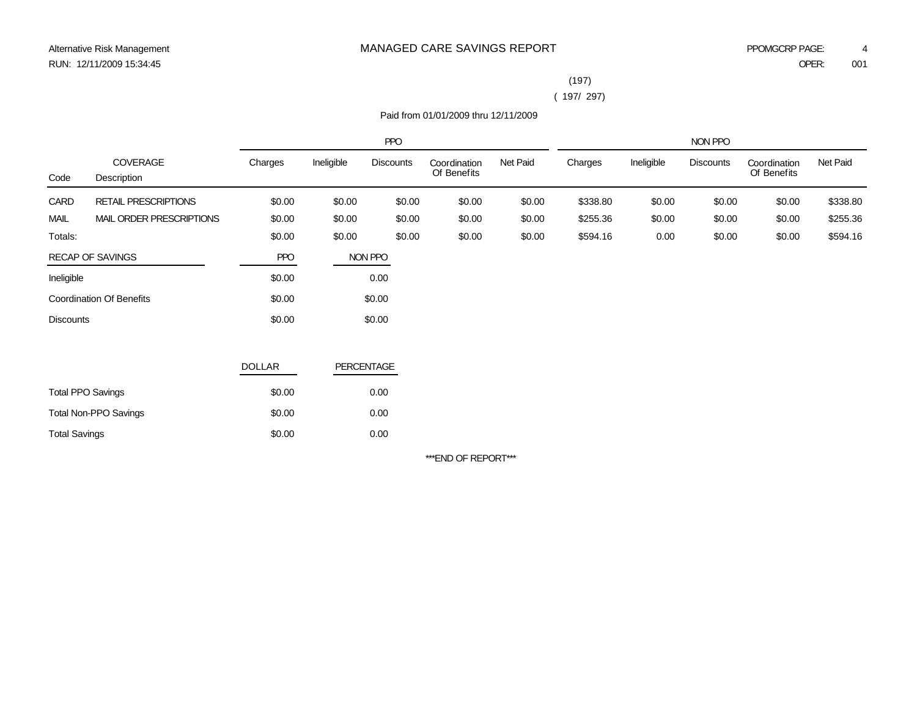Alternative Risk Management

RUN: 12/11/2009 15:34:45

# MANAGED CARE SAVINGS REPORT

PPOMGCRP PAGE: 4

OPER: 001

(197)

( 197/ 297)

Paid from 01/01/2009 thru 12/11/2009

| COVERAGE | | PPO | | | | | NON PPO | | | | |
|---|---|---|---|---|---|---|---|---|---|---|---|
| Code | Description | Charges | Ineligible | Discounts | Coordination Of Benefits | Net Paid | Charges | Ineligible | Discounts | Coordination Of Benefits | Net Paid |
| CARD | RETAIL PRESCRIPTIONS | $0.00 | $0.00 | $0.00 | $0.00 | $0.00 | $338.80 | $0.00 | $0.00 | $0.00 | $338.80 |
| MAIL | MAIL ORDER PRESCRIPTIONS | $0.00 | $0.00 | $0.00 | $0.00 | $0.00 | $255.36 | $0.00 | $0.00 | $0.00 | $255.36 |
| Totals: | | $0.00 | $0.00 | $0.00 | $0.00 | $0.00 | $594.16 | 0.00 | $0.00 | $0.00 | $594.16 |

| RECAP OF SAVINGS | PPO | NON PPO |
|---|---|---|
| Ineligible | $0.00 | 0.00 |
| Coordination Of Benefits | $0.00 | $0.00 |
| Discounts | $0.00 | $0.00 |

| | DOLLAR | PERCENTAGE |
|---|---|---|
| Total PPO Savings | $0.00 | 0.00 |
| Total Non-PPO Savings | $0.00 | 0.00 |
| Total Savings | $0.00 | 0.00 |

***END OF REPORT***